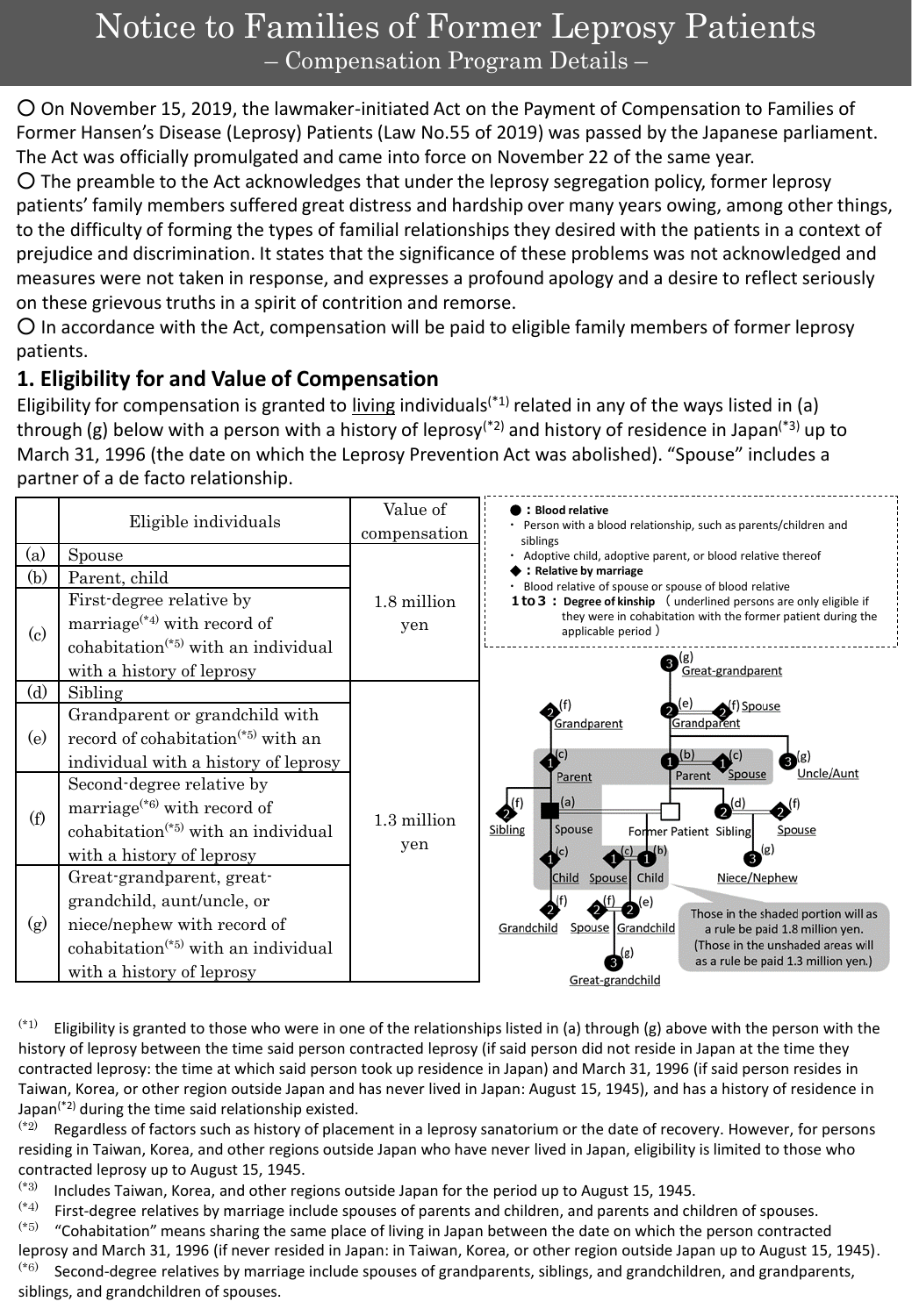# Notice to Families of Former Leprosy Patients

## – Compensation Program Details –

○ On November 15, 2019, the lawmaker-initiated Act on the Payment of Compensation to Families of Former Hansen's Disease (Leprosy) Patients (Law No.55 of 2019) was passed by the Japanese parliament. The Act was officially promulgated and came into force on November 22 of the same year.

○ The preamble to the Act acknowledges that under the leprosy segregation policy, former leprosy patients' family members suffered great distress and hardship over many years owing, among other things, to the difficulty of forming the types of familial relationships they desired with the patients in a context of prejudice and discrimination. It states that the significance of these problems was not acknowledged and measures were not taken in response, and expresses a profound apology and a desire to reflect seriously on these grievous truths in a spirit of contrition and remorse.

○ In accordance with the Act, compensation will be paid to eligible family members of former leprosy patients.

## 1. Eligibility for and Value of Compensation

Eligibility for compensation is granted to living individuals(*1) related in any of the ways listed in (a) through (g) below with a person with a history of leprosy(*2) and history of residence in Japan(*3) up to March 31, 1996 (the date on which the Leprosy Prevention Act was abolished). "Spouse" includes a partner of a de facto relationship.

| | Eligible individuals | Value of compensation |
|---|---|---|
| (a) | Spouse | 1.8 million yen |
| (b) | Parent, child | |
| (c) | First-degree relative by marriage(*4) with record of cohabitation(*5) with an individual with a history of leprosy | |
| (d) | Sibling | 1.3 million yen |
| (e) | Grandparent or grandchild with record of cohabitation(*5) with an individual with a history of leprosy | |
| (f) | Second-degree relative by marriage(*6) with record of cohabitation(*5) with an individual with a history of leprosy | |
| (g) | Great-grandparent, great-grandchild, aunt/uncle, or niece/nephew with record of cohabitation(*5) with an individual with a history of leprosy | |

●：Blood relative
- Person with a blood relationship, such as parents/children and siblings
- Adoptive child, adoptive parent, or blood relative thereof

◆：Relative by marriage
- Blood relative of spouse or spouse of blood relative

1 to 3 ： Degree of kinship (underlined persons are only eligible if they were in cohabitation with the former patient during the applicable period)

Diagram labels: Great-grandparent (g, 3); Grandparent (f, 2); Grandparent (e, 2); Spouse (f); Parent (c, 1); Parent (b, 1); Spouse (c, 1); Uncle/Aunt (g, 3); Sibling (f, 2); Spouse (a); Former Patient; Sibling (d, 2); Spouse (f, 2); Child (c, 1); Spouse (c, 1); Child (b, 1); Niece/Nephew (g, 3); Grandchild (f, 2); Spouse (f, 2); Grandchild (e, 2); Great-grandchild (g, 3).

Those in the shaded portion will as a rule be paid 1.8 million yen. (Those in the unshaded areas will as a rule be paid 1.3 million yen.)

(*1) Eligibility is granted to those who were in one of the relationships listed in (a) through (g) above with the person with the history of leprosy between the time said person contracted leprosy (if said person did not reside in Japan at the time they contracted leprosy: the time at which said person took up residence in Japan) and March 31, 1996 (if said person resides in Taiwan, Korea, or other region outside Japan and has never lived in Japan: August 15, 1945), and has a history of residence in Japan(*2) during the time said relationship existed.

(*2) Regardless of factors such as history of placement in a leprosy sanatorium or the date of recovery. However, for persons residing in Taiwan, Korea, and other regions outside Japan who have never lived in Japan, eligibility is limited to those who contracted leprosy up to August 15, 1945.

(*3) Includes Taiwan, Korea, and other regions outside Japan for the period up to August 15, 1945.

(*4) First-degree relatives by marriage include spouses of parents and children, and parents and children of spouses.

(*5) "Cohabitation" means sharing the same place of living in Japan between the date on which the person contracted leprosy and March 31, 1996 (if never resided in Japan: in Taiwan, Korea, or other region outside Japan up to August 15, 1945).

(*6) Second-degree relatives by marriage include spouses of grandparents, siblings, and grandchildren, and grandparents, siblings, and grandchildren of spouses.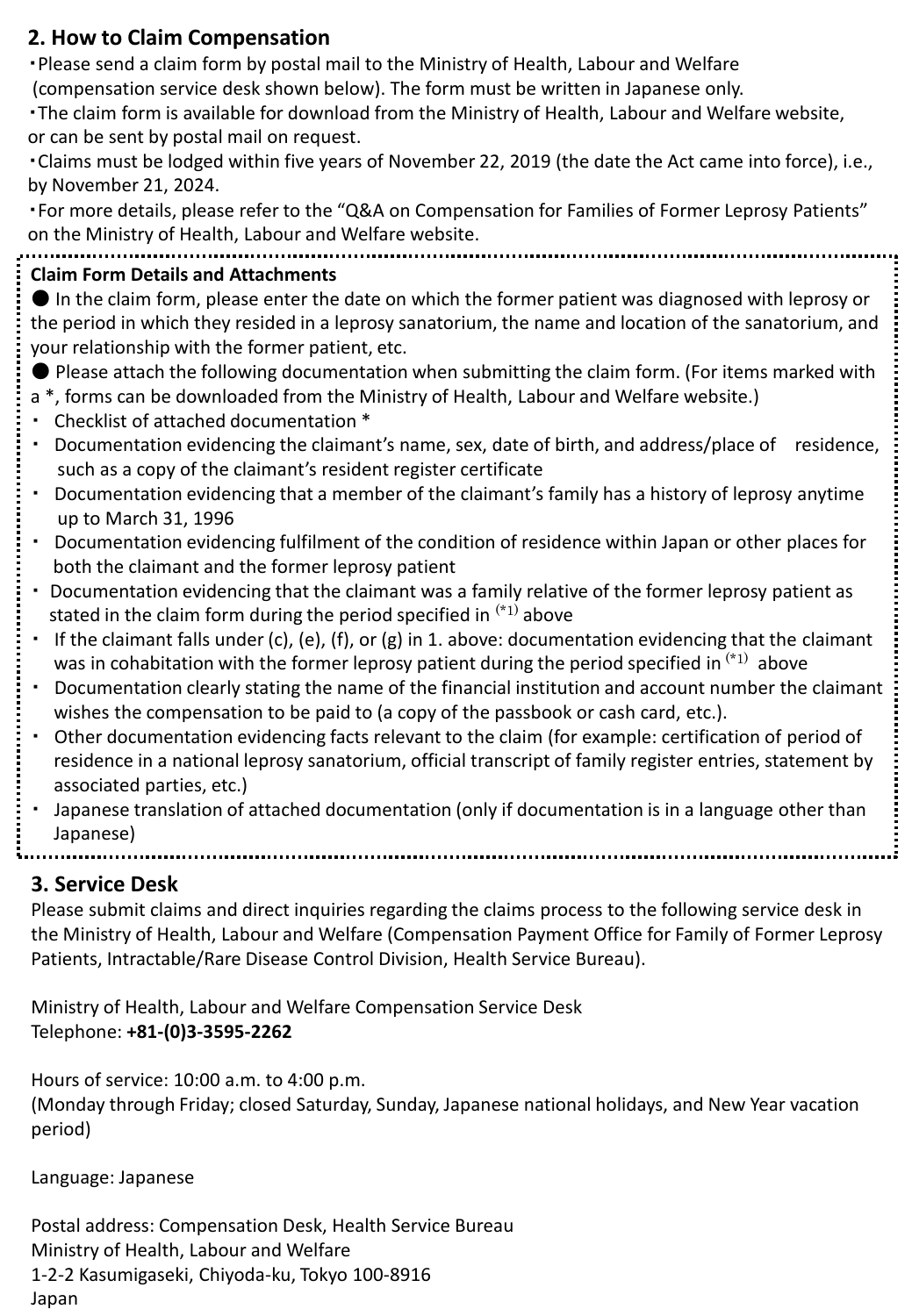## 2. How to Claim Compensation

- Please send a claim form by postal mail to the Ministry of Health, Labour and Welfare (compensation service desk shown below). The form must be written in Japanese only.
- The claim form is available for download from the Ministry of Health, Labour and Welfare website, or can be sent by postal mail on request.
- Claims must be lodged within five years of November 22, 2019 (the date the Act came into force), i.e., by November 21, 2024.
- For more details, please refer to the "Q&A on Compensation for Families of Former Leprosy Patients" on the Ministry of Health, Labour and Welfare website.

**Claim Form Details and Attachments**

● In the claim form, please enter the date on which the former patient was diagnosed with leprosy or the period in which they resided in a leprosy sanatorium, the name and location of the sanatorium, and your relationship with the former patient, etc.

● Please attach the following documentation when submitting the claim form. (For items marked with a *, forms can be downloaded from the Ministry of Health, Labour and Welfare website.)

- Checklist of attached documentation *
- Documentation evidencing the claimant's name, sex, date of birth, and address/place of residence, such as a copy of the claimant's resident register certificate
- Documentation evidencing that a member of the claimant's family has a history of leprosy anytime up to March 31, 1996
- Documentation evidencing fulfilment of the condition of residence within Japan or other places for both the claimant and the former leprosy patient
- Documentation evidencing that the claimant was a family relative of the former leprosy patient as stated in the claim form during the period specified in (*1) above
- If the claimant falls under (c), (e), (f), or (g) in 1. above: documentation evidencing that the claimant was in cohabitation with the former leprosy patient during the period specified in (*1) above
- Documentation clearly stating the name of the financial institution and account number the claimant wishes the compensation to be paid to (a copy of the passbook or cash card, etc.).
- Other documentation evidencing facts relevant to the claim (for example: certification of period of residence in a national leprosy sanatorium, official transcript of family register entries, statement by associated parties, etc.)
- Japanese translation of attached documentation (only if documentation is in a language other than Japanese)

## 3. Service Desk

Please submit claims and direct inquiries regarding the claims process to the following service desk in the Ministry of Health, Labour and Welfare (Compensation Payment Office for Family of Former Leprosy Patients, Intractable/Rare Disease Control Division, Health Service Bureau).

Ministry of Health, Labour and Welfare Compensation Service Desk
Telephone: **+81-(0)3-3595-2262**

Hours of service: 10:00 a.m. to 4:00 p.m.
(Monday through Friday; closed Saturday, Sunday, Japanese national holidays, and New Year vacation period)

Language: Japanese

Postal address: Compensation Desk, Health Service Bureau
Ministry of Health, Labour and Welfare
1-2-2 Kasumigaseki, Chiyoda-ku, Tokyo 100-8916
Japan